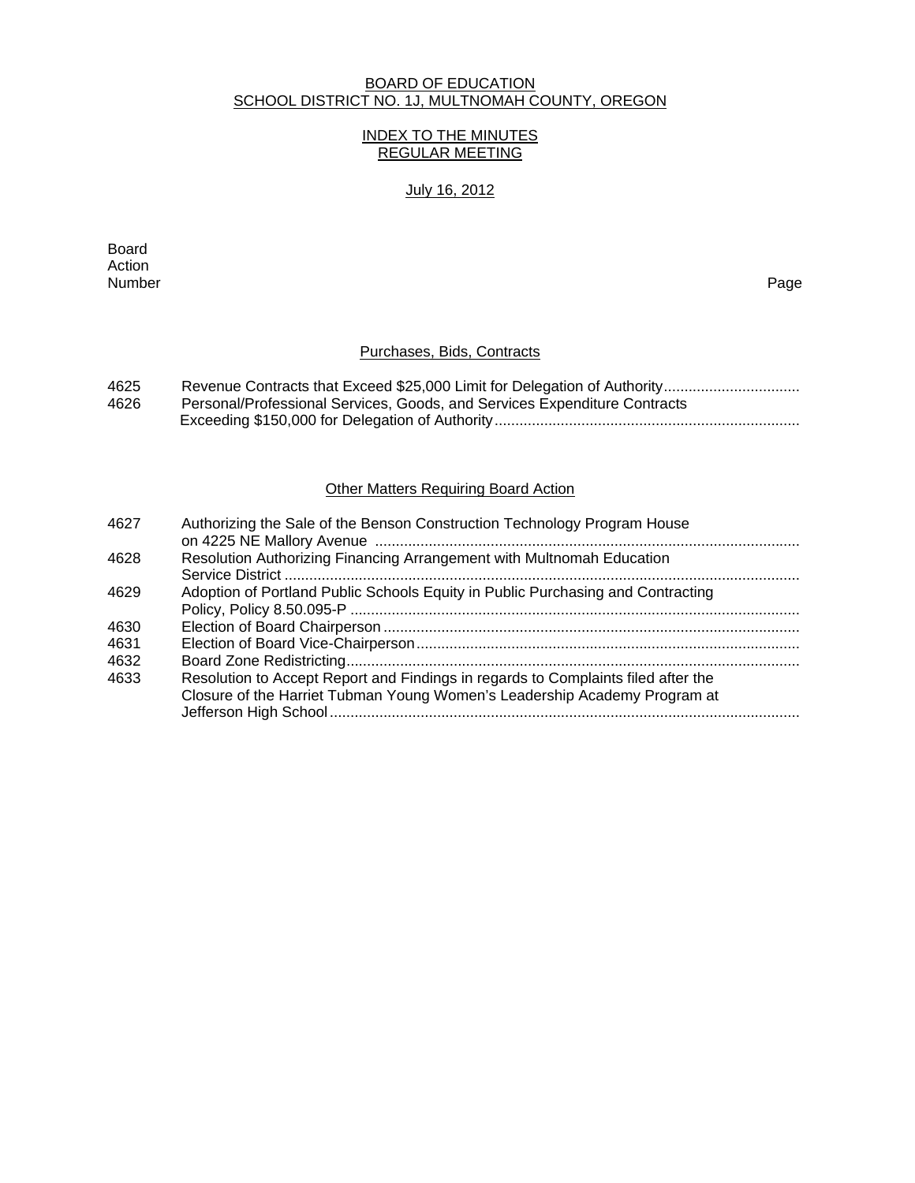# BOARD OF EDUCATION
## SCHOOL DISTRICT NO. 1J, MULTNOMAH COUNTY, OREGON

### INDEX TO THE MINUTES
### REGULAR MEETING

July 16, 2012

| Board Action Number | | Page |
|---|---|---|
| | **Purchases, Bids, Contracts** | |
| 4625 | Revenue Contracts that Exceed $25,000 Limit for Delegation of Authority | |
| 4626 | Personal/Professional Services, Goods, and Services Expenditure Contracts Exceeding $150,000 for Delegation of Authority | |
| | **Other Matters Requiring Board Action** | |
| 4627 | Authorizing the Sale of the Benson Construction Technology Program House on 4225 NE Mallory Avenue | |
| 4628 | Resolution Authorizing Financing Arrangement with Multnomah Education Service District | |
| 4629 | Adoption of Portland Public Schools Equity in Public Purchasing and Contracting Policy, Policy 8.50.095-P | |
| 4630 | Election of Board Chairperson | |
| 4631 | Election of Board Vice-Chairperson | |
| 4632 | Board Zone Redistricting | |
| 4633 | Resolution to Accept Report and Findings in regards to Complaints filed after the Closure of the Harriet Tubman Young Women's Leadership Academy Program at Jefferson High School | |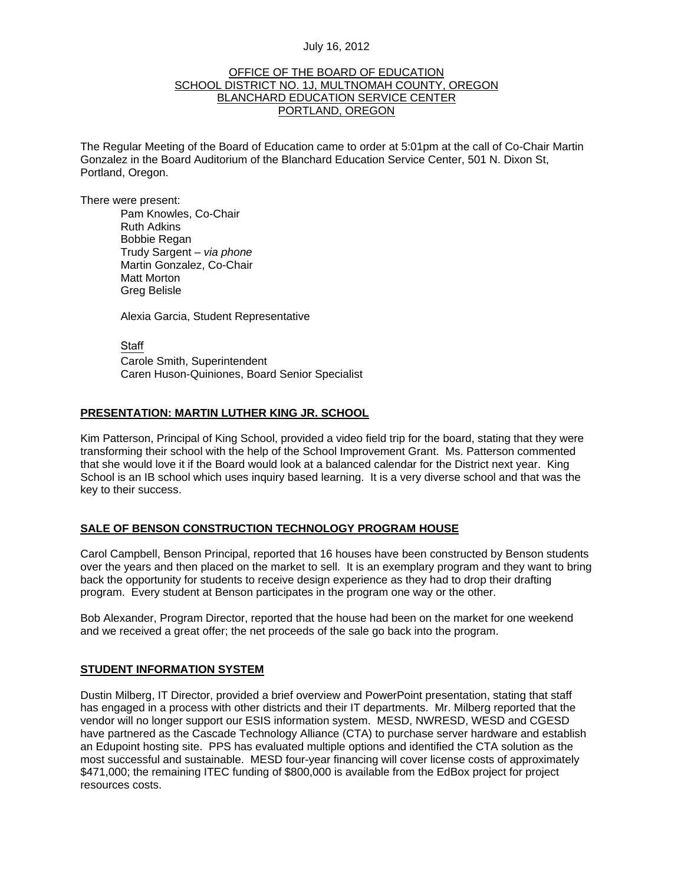July 16, 2012

OFFICE OF THE BOARD OF EDUCATION
SCHOOL DISTRICT NO. 1J, MULTNOMAH COUNTY, OREGON
BLANCHARD EDUCATION SERVICE CENTER
PORTLAND, OREGON

The Regular Meeting of the Board of Education came to order at 5:01pm at the call of Co-Chair Martin Gonzalez in the Board Auditorium of the Blanchard Education Service Center, 501 N. Dixon St, Portland, Oregon.

There were present:

Pam Knowles, Co-Chair
Ruth Adkins
Bobbie Regan
Trudy Sargent – *via phone*
Martin Gonzalez, Co-Chair
Matt Morton
Greg Belisle

Alexia Garcia, Student Representative

Staff
Carole Smith, Superintendent
Caren Huson-Quiniones, Board Senior Specialist

## PRESENTATION: MARTIN LUTHER KING JR. SCHOOL

Kim Patterson, Principal of King School, provided a video field trip for the board, stating that they were transforming their school with the help of the School Improvement Grant. Ms. Patterson commented that she would love it if the Board would look at a balanced calendar for the District next year. King School is an IB school which uses inquiry based learning. It is a very diverse school and that was the key to their success.

## SALE OF BENSON CONSTRUCTION TECHNOLOGY PROGRAM HOUSE

Carol Campbell, Benson Principal, reported that 16 houses have been constructed by Benson students over the years and then placed on the market to sell. It is an exemplary program and they want to bring back the opportunity for students to receive design experience as they had to drop their drafting program. Every student at Benson participates in the program one way or the other.

Bob Alexander, Program Director, reported that the house had been on the market for one weekend and we received a great offer; the net proceeds of the sale go back into the program.

## STUDENT INFORMATION SYSTEM

Dustin Milberg, IT Director, provided a brief overview and PowerPoint presentation, stating that staff has engaged in a process with other districts and their IT departments. Mr. Milberg reported that the vendor will no longer support our ESIS information system. MESD, NWRESD, WESD and CGESD have partnered as the Cascade Technology Alliance (CTA) to purchase server hardware and establish an Edupoint hosting site. PPS has evaluated multiple options and identified the CTA solution as the most successful and sustainable. MESD four-year financing will cover license costs of approximately $471,000; the remaining ITEC funding of $800,000 is available from the EdBox project for project resources costs.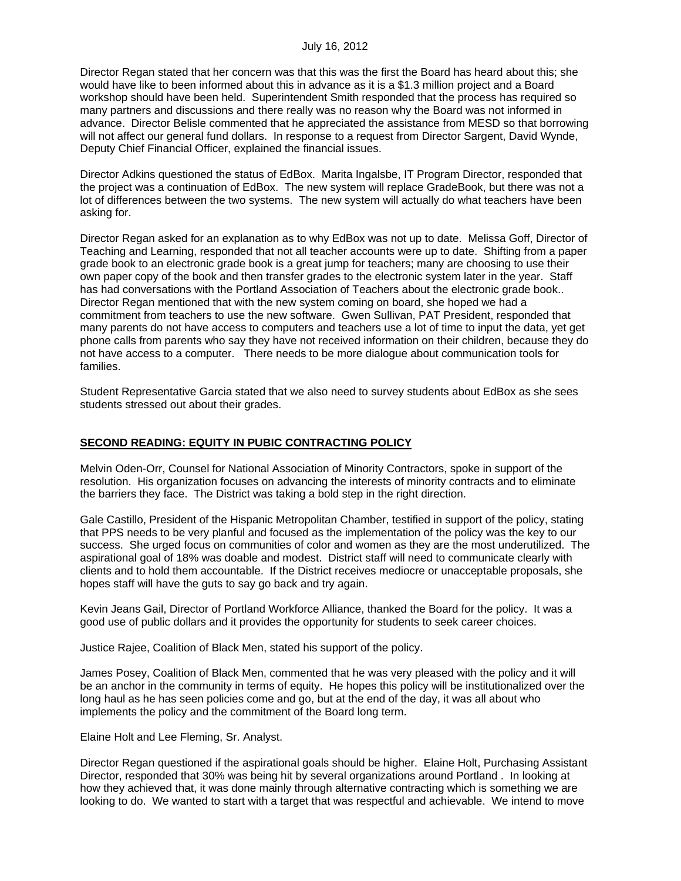Director Regan stated that her concern was that this was the first the Board has heard about this; she would have like to been informed about this in advance as it is a $1.3 million project and a Board workshop should have been held. Superintendent Smith responded that the process has required so many partners and discussions and there really was no reason why the Board was not informed in advance. Director Belisle commented that he appreciated the assistance from MESD so that borrowing will not affect our general fund dollars. In response to a request from Director Sargent, David Wynde, Deputy Chief Financial Officer, explained the financial issues.

Director Adkins questioned the status of EdBox. Marita Ingalsbe, IT Program Director, responded that the project was a continuation of EdBox. The new system will replace GradeBook, but there was not a lot of differences between the two systems. The new system will actually do what teachers have been asking for.

Director Regan asked for an explanation as to why EdBox was not up to date. Melissa Goff, Director of Teaching and Learning, responded that not all teacher accounts were up to date. Shifting from a paper grade book to an electronic grade book is a great jump for teachers; many are choosing to use their own paper copy of the book and then transfer grades to the electronic system later in the year. Staff has had conversations with the Portland Association of Teachers about the electronic grade book.. Director Regan mentioned that with the new system coming on board, she hoped we had a commitment from teachers to use the new software. Gwen Sullivan, PAT President, responded that many parents do not have access to computers and teachers use a lot of time to input the data, yet get phone calls from parents who say they have not received information on their children, because they do not have access to a computer. There needs to be more dialogue about communication tools for families.

Student Representative Garcia stated that we also need to survey students about EdBox as she sees students stressed out about their grades.

## SECOND READING: EQUITY IN PUBIC CONTRACTING POLICY

Melvin Oden-Orr, Counsel for National Association of Minority Contractors, spoke in support of the resolution. His organization focuses on advancing the interests of minority contracts and to eliminate the barriers they face. The District was taking a bold step in the right direction.

Gale Castillo, President of the Hispanic Metropolitan Chamber, testified in support of the policy, stating that PPS needs to be very planful and focused as the implementation of the policy was the key to our success. She urged focus on communities of color and women as they are the most underutilized. The aspirational goal of 18% was doable and modest. District staff will need to communicate clearly with clients and to hold them accountable. If the District receives mediocre or unacceptable proposals, she hopes staff will have the guts to say go back and try again.

Kevin Jeans Gail, Director of Portland Workforce Alliance, thanked the Board for the policy. It was a good use of public dollars and it provides the opportunity for students to seek career choices.

Justice Rajee, Coalition of Black Men, stated his support of the policy.

James Posey, Coalition of Black Men, commented that he was very pleased with the policy and it will be an anchor in the community in terms of equity. He hopes this policy will be institutionalized over the long haul as he has seen policies come and go, but at the end of the day, it was all about who implements the policy and the commitment of the Board long term.

Elaine Holt and Lee Fleming, Sr. Analyst.

Director Regan questioned if the aspirational goals should be higher. Elaine Holt, Purchasing Assistant Director, responded that 30% was being hit by several organizations around Portland . In looking at how they achieved that, it was done mainly through alternative contracting which is something we are looking to do. We wanted to start with a target that was respectful and achievable. We intend to move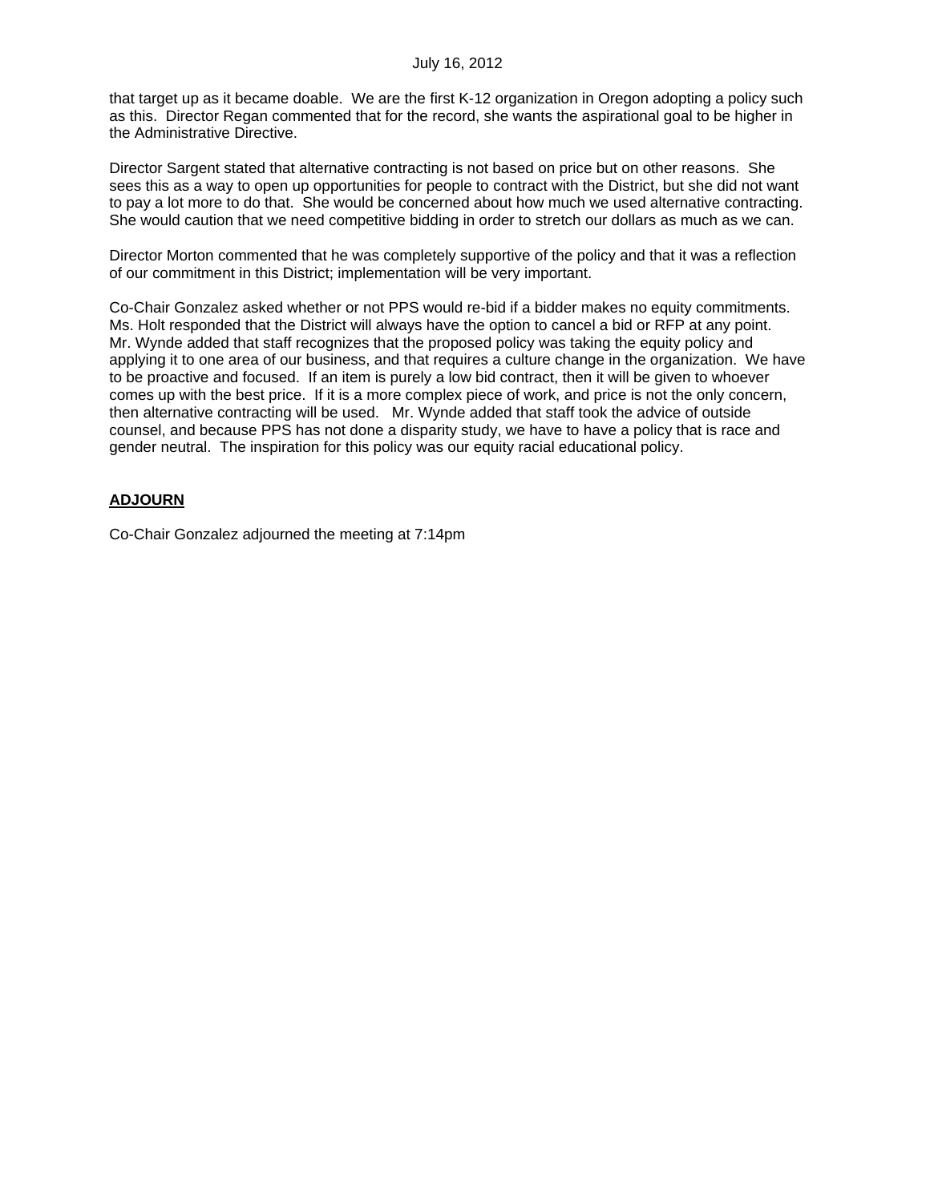that target up as it became doable. We are the first K-12 organization in Oregon adopting a policy such as this. Director Regan commented that for the record, she wants the aspirational goal to be higher in the Administrative Directive.

Director Sargent stated that alternative contracting is not based on price but on other reasons. She sees this as a way to open up opportunities for people to contract with the District, but she did not want to pay a lot more to do that. She would be concerned about how much we used alternative contracting. She would caution that we need competitive bidding in order to stretch our dollars as much as we can.

Director Morton commented that he was completely supportive of the policy and that it was a reflection of our commitment in this District; implementation will be very important.

Co-Chair Gonzalez asked whether or not PPS would re-bid if a bidder makes no equity commitments. Ms. Holt responded that the District will always have the option to cancel a bid or RFP at any point. Mr. Wynde added that staff recognizes that the proposed policy was taking the equity policy and applying it to one area of our business, and that requires a culture change in the organization. We have to be proactive and focused. If an item is purely a low bid contract, then it will be given to whoever comes up with the best price. If it is a more complex piece of work, and price is not the only concern, then alternative contracting will be used. Mr. Wynde added that staff took the advice of outside counsel, and because PPS has not done a disparity study, we have to have a policy that is race and gender neutral. The inspiration for this policy was our equity racial educational policy.

## ADJOURN

Co-Chair Gonzalez adjourned the meeting at 7:14pm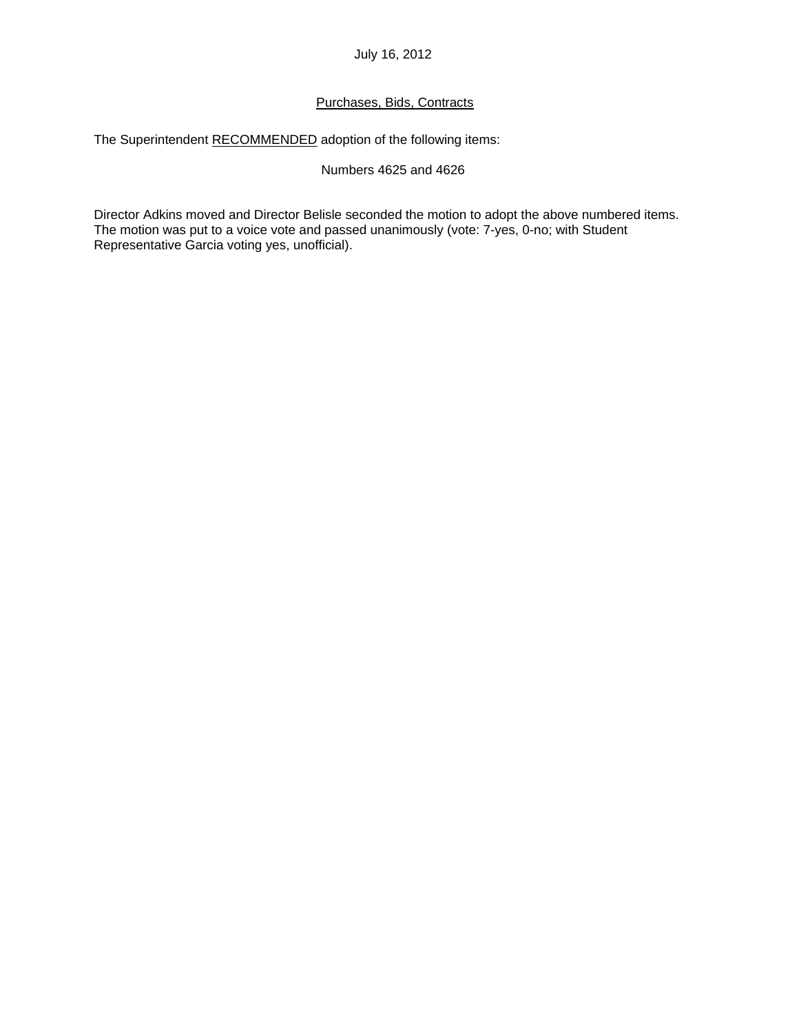July 16, 2012

Purchases, Bids, Contracts

The Superintendent RECOMMENDED adoption of the following items:

Numbers 4625 and 4626

Director Adkins moved and Director Belisle seconded the motion to adopt the above numbered items. The motion was put to a voice vote and passed unanimously (vote: 7-yes, 0-no; with Student Representative Garcia voting yes, unofficial).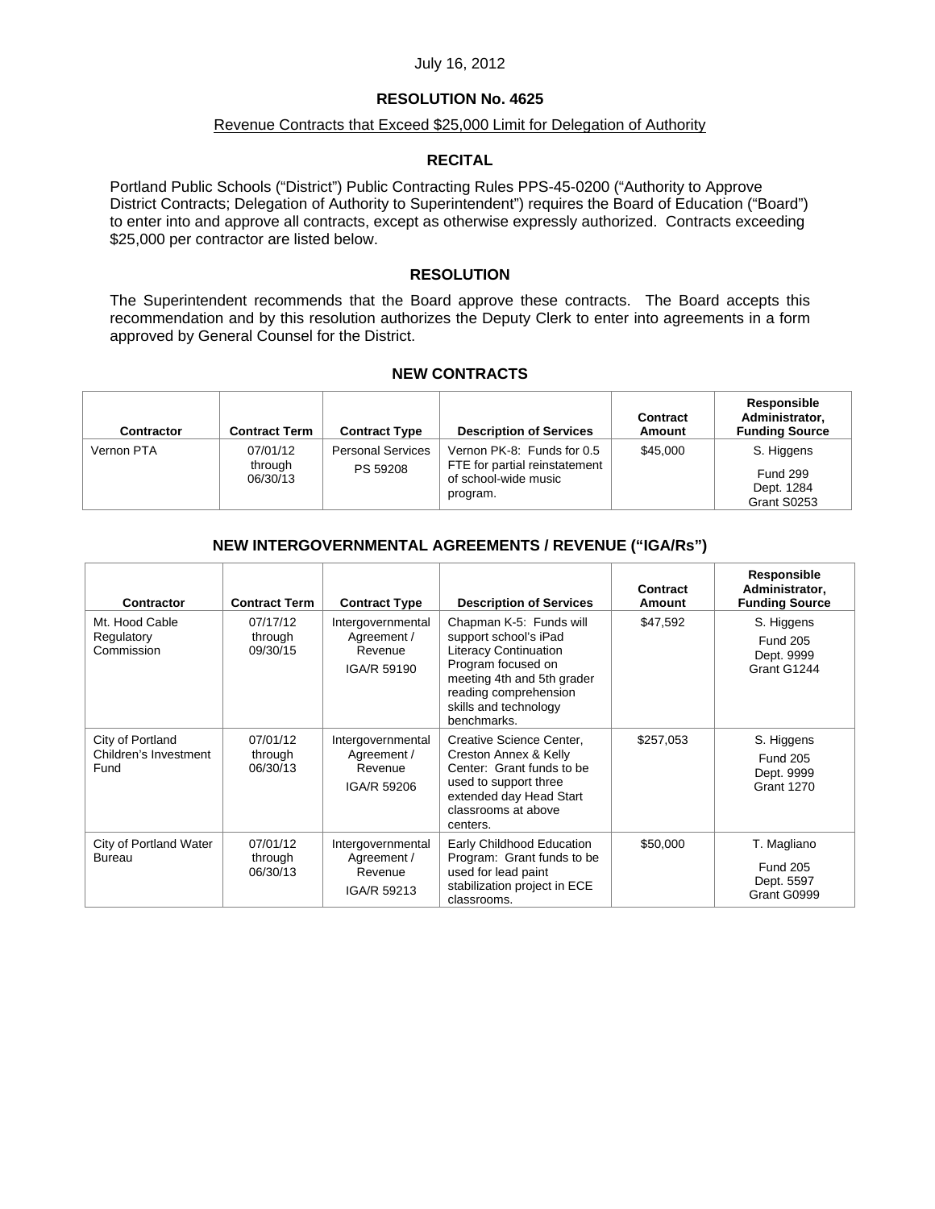July 16, 2012

## RESOLUTION No. 4625

Revenue Contracts that Exceed $25,000 Limit for Delegation of Authority

### RECITAL

Portland Public Schools ("District") Public Contracting Rules PPS-45-0200 ("Authority to Approve District Contracts; Delegation of Authority to Superintendent") requires the Board of Education ("Board") to enter into and approve all contracts, except as otherwise expressly authorized. Contracts exceeding $25,000 per contractor are listed below.

### RESOLUTION

The Superintendent recommends that the Board approve these contracts. The Board accepts this recommendation and by this resolution authorizes the Deputy Clerk to enter into agreements in a form approved by General Counsel for the District.

### NEW CONTRACTS

| Contractor | Contract Term | Contract Type | Description of Services | Contract Amount | Responsible Administrator, Funding Source |
|---|---|---|---|---|---|
| Vernon PTA | 07/01/12 through 06/30/13 | Personal Services PS 59208 | Vernon PK-8: Funds for 0.5 FTE for partial reinstatement of school-wide music program. | $45,000 | S. Higgens Fund 299 Dept. 1284 Grant S0253 |

### NEW INTERGOVERNMENTAL AGREEMENTS / REVENUE ("IGA/Rs")

| Contractor | Contract Term | Contract Type | Description of Services | Contract Amount | Responsible Administrator, Funding Source |
|---|---|---|---|---|---|
| Mt. Hood Cable Regulatory Commission | 07/17/12 through 09/30/15 | Intergovernmental Agreement / Revenue IGA/R 59190 | Chapman K-5: Funds will support school's iPad Literacy Continuation Program focused on meeting 4th and 5th grader reading comprehension skills and technology benchmarks. | $47,592 | S. Higgens Fund 205 Dept. 9999 Grant G1244 |
| City of Portland Children's Investment Fund | 07/01/12 through 06/30/13 | Intergovernmental Agreement / Revenue IGA/R 59206 | Creative Science Center, Creston Annex & Kelly Center: Grant funds to be used to support three extended day Head Start classrooms at above centers. | $257,053 | S. Higgens Fund 205 Dept. 9999 Grant 1270 |
| City of Portland Water Bureau | 07/01/12 through 06/30/13 | Intergovernmental Agreement / Revenue IGA/R 59213 | Early Childhood Education Program: Grant funds to be used for lead paint stabilization project in ECE classrooms. | $50,000 | T. Magliano Fund 205 Dept. 5597 Grant G0999 |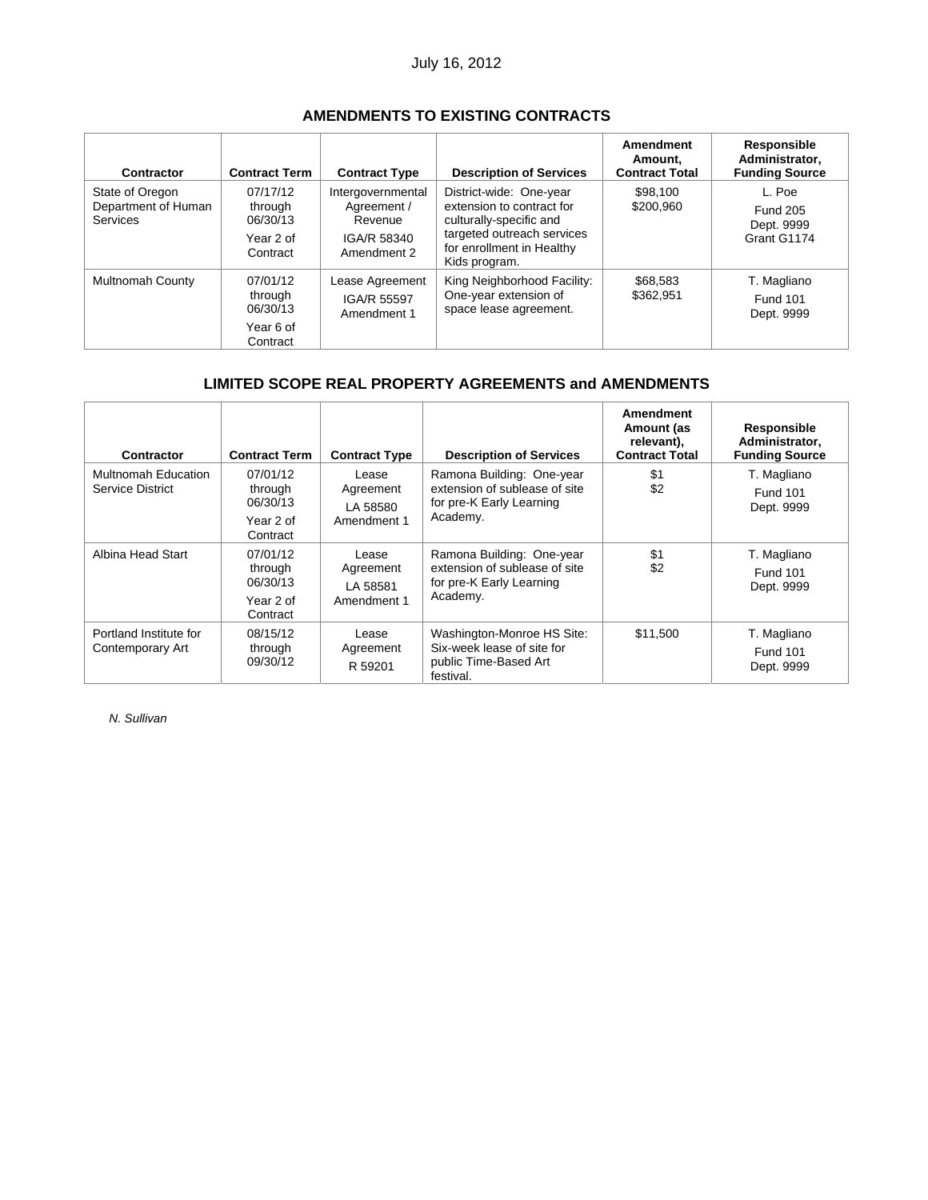July 16, 2012

## AMENDMENTS TO EXISTING CONTRACTS

| Contractor | Contract Term | Contract Type | Description of Services | Amendment Amount, Contract Total | Responsible Administrator, Funding Source |
|---|---|---|---|---|---|
| State of Oregon Department of Human Services | 07/17/12 through 06/30/13<br>Year 2 of Contract | Intergovernmental Agreement / Revenue<br>IGA/R 58340 Amendment 2 | District-wide: One-year extension to contract for culturally-specific and targeted outreach services for enrollment in Healthy Kids program. | $98,100<br>$200,960 | L. Poe<br>Fund 205<br>Dept. 9999<br>Grant G1174 |
| Multnomah County | 07/01/12 through 06/30/13<br>Year 6 of Contract | Lease Agreement<br>IGA/R 55597 Amendment 1 | King Neighborhood Facility: One-year extension of space lease agreement. | $68,583<br>$362,951 | T. Magliano<br>Fund 101<br>Dept. 9999 |

## LIMITED SCOPE REAL PROPERTY AGREEMENTS and AMENDMENTS

| Contractor | Contract Term | Contract Type | Description of Services | Amendment Amount (as relevant), Contract Total | Responsible Administrator, Funding Source |
|---|---|---|---|---|---|
| Multnomah Education Service District | 07/01/12 through 06/30/13<br>Year 2 of Contract | Lease Agreement<br>LA 58580 Amendment 1 | Ramona Building: One-year extension of sublease of site for pre-K Early Learning Academy. | $1<br>$2 | T. Magliano<br>Fund 101<br>Dept. 9999 |
| Albina Head Start | 07/01/12 through 06/30/13<br>Year 2 of Contract | Lease Agreement<br>LA 58581 Amendment 1 | Ramona Building: One-year extension of sublease of site for pre-K Early Learning Academy. | $1<br>$2 | T. Magliano<br>Fund 101<br>Dept. 9999 |
| Portland Institute for Contemporary Art | 08/15/12 through 09/30/12 | Lease Agreement<br>R 59201 | Washington-Monroe HS Site: Six-week lease of site for public Time-Based Art festival. | $11,500 | T. Magliano<br>Fund 101<br>Dept. 9999 |

*N. Sullivan*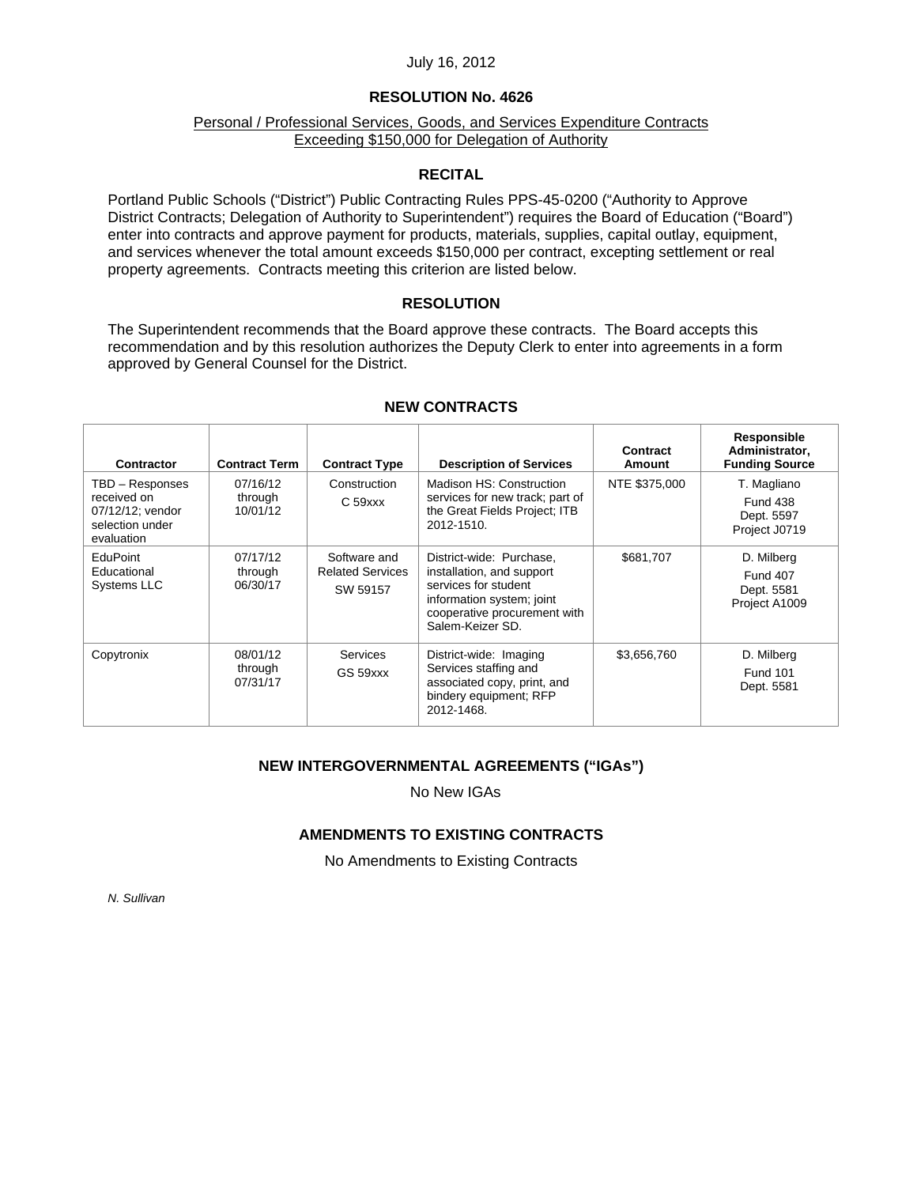July 16, 2012

## RESOLUTION No. 4626

Personal / Professional Services, Goods, and Services Expenditure Contracts Exceeding $150,000 for Delegation of Authority

### RECITAL

Portland Public Schools ("District") Public Contracting Rules PPS-45-0200 ("Authority to Approve District Contracts; Delegation of Authority to Superintendent") requires the Board of Education ("Board") enter into contracts and approve payment for products, materials, supplies, capital outlay, equipment, and services whenever the total amount exceeds $150,000 per contract, excepting settlement or real property agreements. Contracts meeting this criterion are listed below.

### RESOLUTION

The Superintendent recommends that the Board approve these contracts. The Board accepts this recommendation and by this resolution authorizes the Deputy Clerk to enter into agreements in a form approved by General Counsel for the District.

### NEW CONTRACTS

| Contractor | Contract Term | Contract Type | Description of Services | Contract Amount | Responsible Administrator, Funding Source |
|---|---|---|---|---|---|
| TBD – Responses received on 07/12/12; vendor selection under evaluation | 07/16/12 through 10/01/12 | Construction C 59xxx | Madison HS: Construction services for new track; part of the Great Fields Project; ITB 2012-1510. | NTE $375,000 | T. Magliano Fund 438 Dept. 5597 Project J0719 |
| EduPoint Educational Systems LLC | 07/17/12 through 06/30/17 | Software and Related Services SW 59157 | District-wide: Purchase, installation, and support services for student information system; joint cooperative procurement with Salem-Keizer SD. | $681,707 | D. Milberg Fund 407 Dept. 5581 Project A1009 |
| Copytronix | 08/01/12 through 07/31/17 | Services GS 59xxx | District-wide: Imaging Services staffing and associated copy, print, and bindery equipment; RFP 2012-1468. | $3,656,760 | D. Milberg Fund 101 Dept. 5581 |

### NEW INTERGOVERNMENTAL AGREEMENTS ("IGAs")

No New IGAs

### AMENDMENTS TO EXISTING CONTRACTS

No Amendments to Existing Contracts

*N. Sullivan*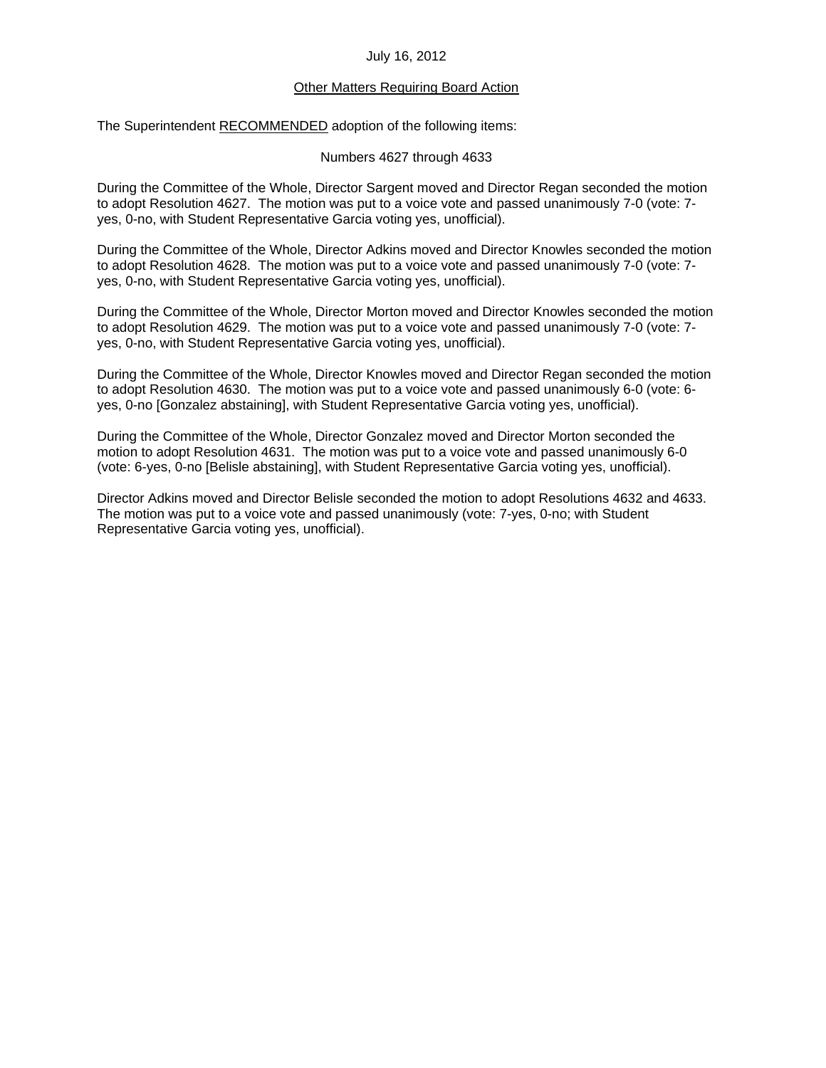July 16, 2012

<u>Other Matters Requiring Board Action</u>

The Superintendent <u>RECOMMENDED</u> adoption of the following items:

Numbers 4627 through 4633

During the Committee of the Whole, Director Sargent moved and Director Regan seconded the motion to adopt Resolution 4627. The motion was put to a voice vote and passed unanimously 7-0 (vote: 7-yes, 0-no, with Student Representative Garcia voting yes, unofficial).

During the Committee of the Whole, Director Adkins moved and Director Knowles seconded the motion to adopt Resolution 4628. The motion was put to a voice vote and passed unanimously 7-0 (vote: 7-yes, 0-no, with Student Representative Garcia voting yes, unofficial).

During the Committee of the Whole, Director Morton moved and Director Knowles seconded the motion to adopt Resolution 4629. The motion was put to a voice vote and passed unanimously 7-0 (vote: 7-yes, 0-no, with Student Representative Garcia voting yes, unofficial).

During the Committee of the Whole, Director Knowles moved and Director Regan seconded the motion to adopt Resolution 4630. The motion was put to a voice vote and passed unanimously 6-0 (vote: 6-yes, 0-no [Gonzalez abstaining], with Student Representative Garcia voting yes, unofficial).

During the Committee of the Whole, Director Gonzalez moved and Director Morton seconded the motion to adopt Resolution 4631. The motion was put to a voice vote and passed unanimously 6-0 (vote: 6-yes, 0-no [Belisle abstaining], with Student Representative Garcia voting yes, unofficial).

Director Adkins moved and Director Belisle seconded the motion to adopt Resolutions 4632 and 4633. The motion was put to a voice vote and passed unanimously (vote: 7-yes, 0-no; with Student Representative Garcia voting yes, unofficial).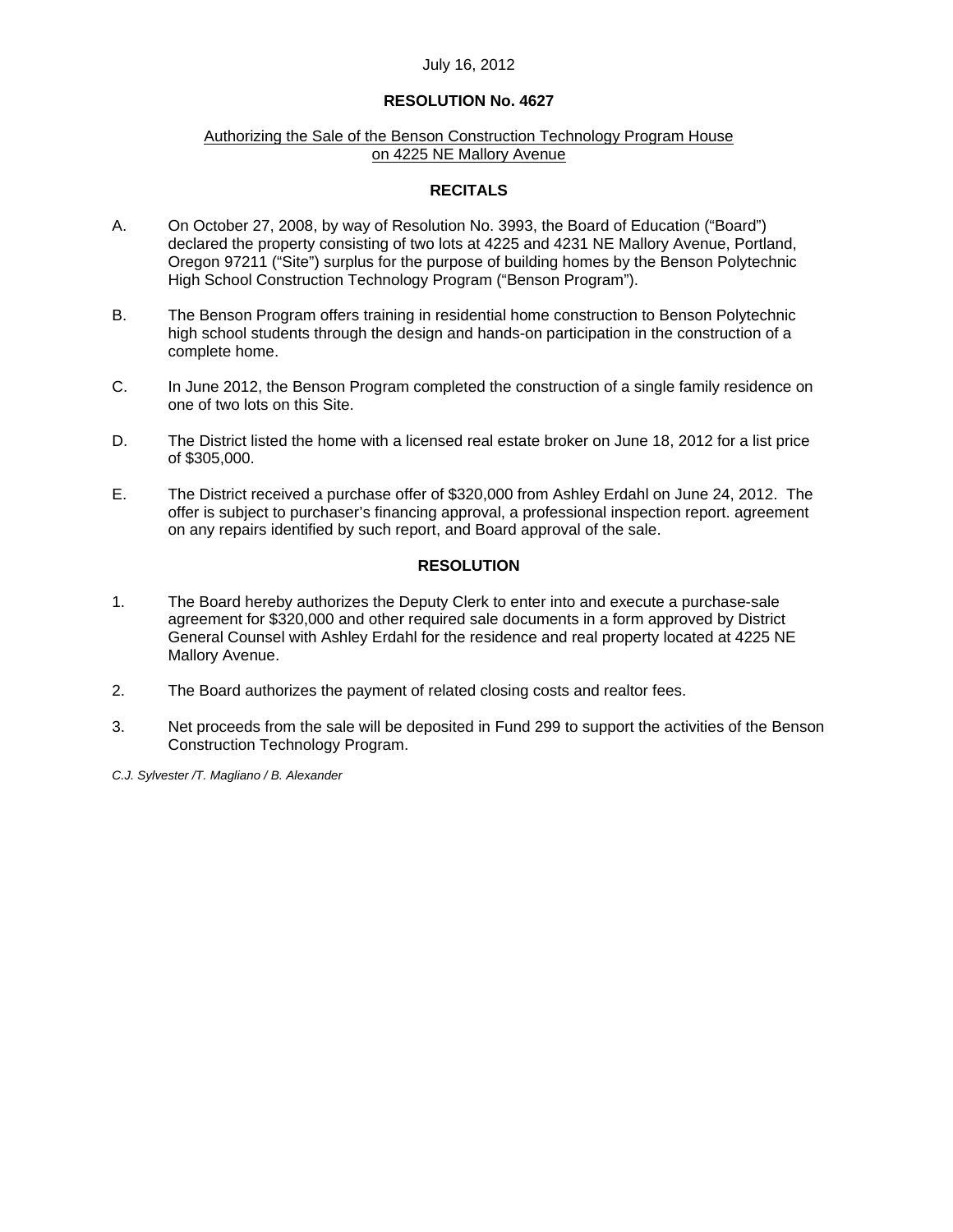July 16, 2012

**RESOLUTION No. 4627**

Authorizing the Sale of the Benson Construction Technology Program House on 4225 NE Mallory Avenue

**RECITALS**

A. On October 27, 2008, by way of Resolution No. 3993, the Board of Education ("Board") declared the property consisting of two lots at 4225 and 4231 NE Mallory Avenue, Portland, Oregon 97211 ("Site") surplus for the purpose of building homes by the Benson Polytechnic High School Construction Technology Program ("Benson Program").

B. The Benson Program offers training in residential home construction to Benson Polytechnic high school students through the design and hands-on participation in the construction of a complete home.

C. In June 2012, the Benson Program completed the construction of a single family residence on one of two lots on this Site.

D. The District listed the home with a licensed real estate broker on June 18, 2012 for a list price of $305,000.

E. The District received a purchase offer of $320,000 from Ashley Erdahl on June 24, 2012. The offer is subject to purchaser's financing approval, a professional inspection report. agreement on any repairs identified by such report, and Board approval of the sale.

**RESOLUTION**

1. The Board hereby authorizes the Deputy Clerk to enter into and execute a purchase-sale agreement for $320,000 and other required sale documents in a form approved by District General Counsel with Ashley Erdahl for the residence and real property located at 4225 NE Mallory Avenue.

2. The Board authorizes the payment of related closing costs and realtor fees.

3. Net proceeds from the sale will be deposited in Fund 299 to support the activities of the Benson Construction Technology Program.

*C.J. Sylvester /T. Magliano / B. Alexander*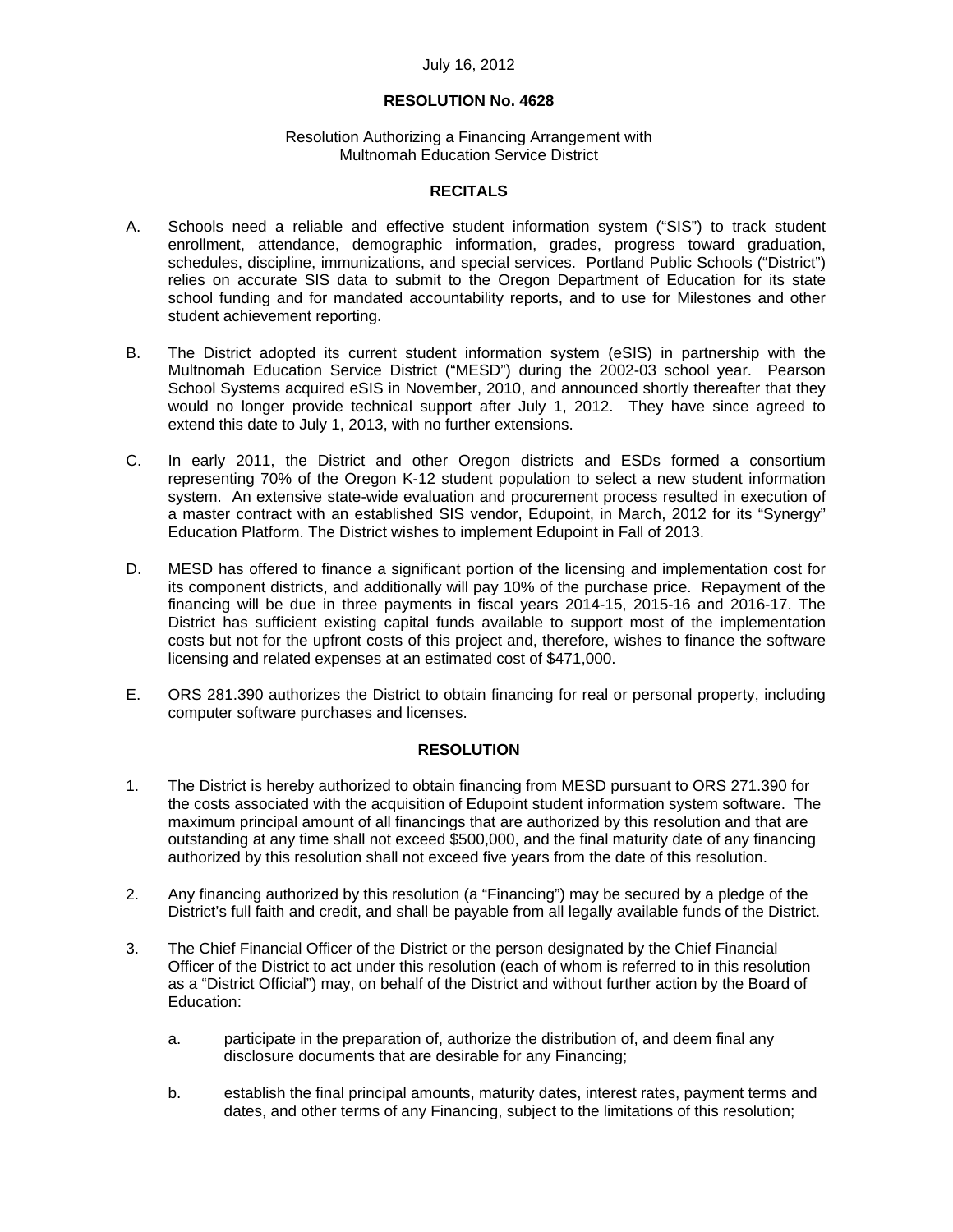July 16, 2012

**RESOLUTION No. 4628**

Resolution Authorizing a Financing Arrangement with Multnomah Education Service District

**RECITALS**

A. Schools need a reliable and effective student information system ("SIS") to track student enrollment, attendance, demographic information, grades, progress toward graduation, schedules, discipline, immunizations, and special services. Portland Public Schools ("District") relies on accurate SIS data to submit to the Oregon Department of Education for its state school funding and for mandated accountability reports, and to use for Milestones and other student achievement reporting.

B. The District adopted its current student information system (eSIS) in partnership with the Multnomah Education Service District ("MESD") during the 2002-03 school year. Pearson School Systems acquired eSIS in November, 2010, and announced shortly thereafter that they would no longer provide technical support after July 1, 2012. They have since agreed to extend this date to July 1, 2013, with no further extensions.

C. In early 2011, the District and other Oregon districts and ESDs formed a consortium representing 70% of the Oregon K-12 student population to select a new student information system. An extensive state-wide evaluation and procurement process resulted in execution of a master contract with an established SIS vendor, Edupoint, in March, 2012 for its "Synergy" Education Platform. The District wishes to implement Edupoint in Fall of 2013.

D. MESD has offered to finance a significant portion of the licensing and implementation cost for its component districts, and additionally will pay 10% of the purchase price. Repayment of the financing will be due in three payments in fiscal years 2014-15, 2015-16 and 2016-17. The District has sufficient existing capital funds available to support most of the implementation costs but not for the upfront costs of this project and, therefore, wishes to finance the software licensing and related expenses at an estimated cost of $471,000.

E. ORS 281.390 authorizes the District to obtain financing for real or personal property, including computer software purchases and licenses.

**RESOLUTION**

1. The District is hereby authorized to obtain financing from MESD pursuant to ORS 271.390 for the costs associated with the acquisition of Edupoint student information system software. The maximum principal amount of all financings that are authorized by this resolution and that are outstanding at any time shall not exceed $500,000, and the final maturity date of any financing authorized by this resolution shall not exceed five years from the date of this resolution.

2. Any financing authorized by this resolution (a "Financing") may be secured by a pledge of the District's full faith and credit, and shall be payable from all legally available funds of the District.

3. The Chief Financial Officer of the District or the person designated by the Chief Financial Officer of the District to act under this resolution (each of whom is referred to in this resolution as a "District Official") may, on behalf of the District and without further action by the Board of Education:

   a. participate in the preparation of, authorize the distribution of, and deem final any disclosure documents that are desirable for any Financing;

   b. establish the final principal amounts, maturity dates, interest rates, payment terms and dates, and other terms of any Financing, subject to the limitations of this resolution;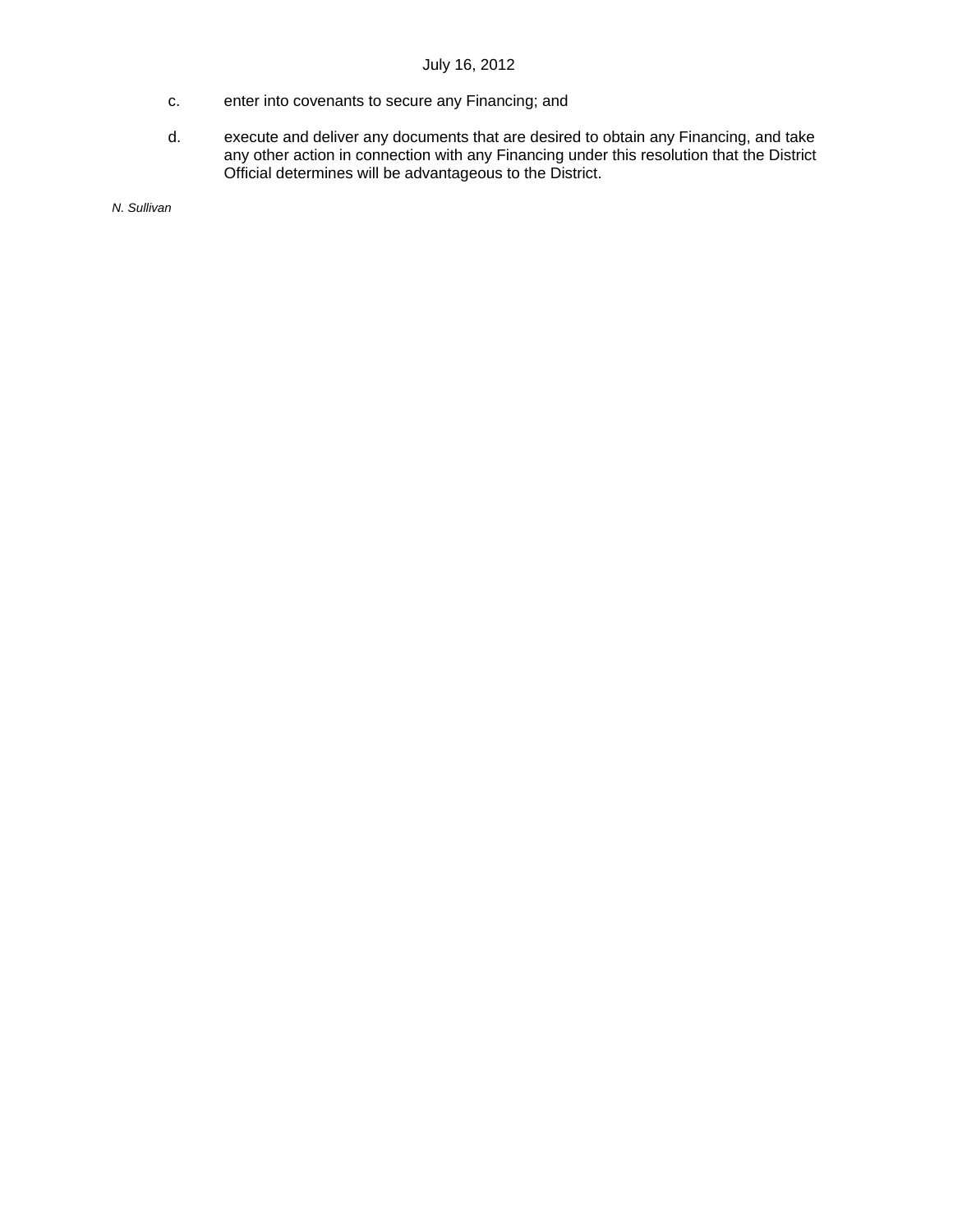c. enter into covenants to secure any Financing; and

d. execute and deliver any documents that are desired to obtain any Financing, and take any other action in connection with any Financing under this resolution that the District Official determines will be advantageous to the District.

*N. Sullivan*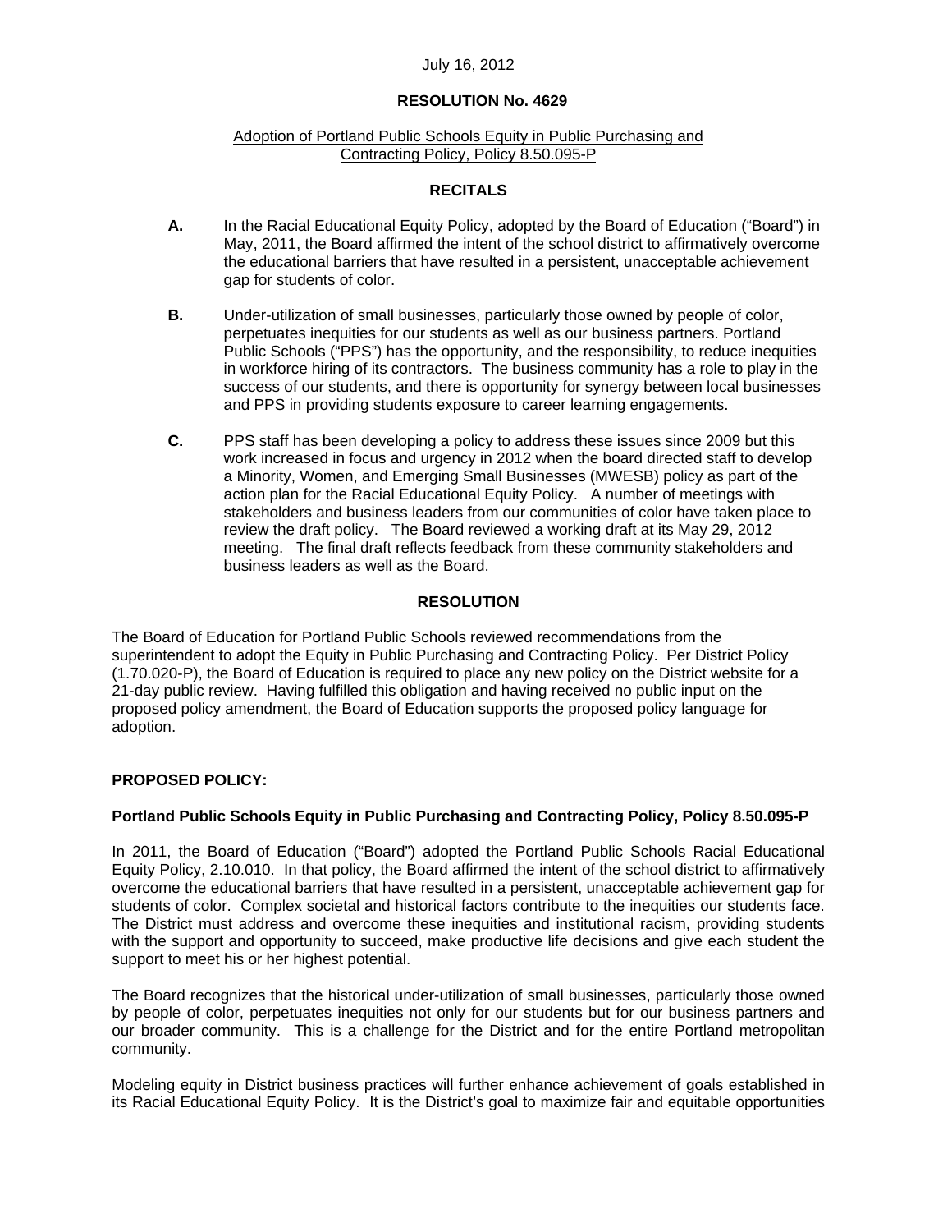July 16, 2012

**RESOLUTION No. 4629**

Adoption of Portland Public Schools Equity in Public Purchasing and Contracting Policy, Policy 8.50.095-P

**RECITALS**

**A.** In the Racial Educational Equity Policy, adopted by the Board of Education ("Board") in May, 2011, the Board affirmed the intent of the school district to affirmatively overcome the educational barriers that have resulted in a persistent, unacceptable achievement gap for students of color.

**B.** Under-utilization of small businesses, particularly those owned by people of color, perpetuates inequities for our students as well as our business partners. Portland Public Schools ("PPS") has the opportunity, and the responsibility, to reduce inequities in workforce hiring of its contractors. The business community has a role to play in the success of our students, and there is opportunity for synergy between local businesses and PPS in providing students exposure to career learning engagements.

**C.** PPS staff has been developing a policy to address these issues since 2009 but this work increased in focus and urgency in 2012 when the board directed staff to develop a Minority, Women, and Emerging Small Businesses (MWESB) policy as part of the action plan for the Racial Educational Equity Policy. A number of meetings with stakeholders and business leaders from our communities of color have taken place to review the draft policy. The Board reviewed a working draft at its May 29, 2012 meeting. The final draft reflects feedback from these community stakeholders and business leaders as well as the Board.

**RESOLUTION**

The Board of Education for Portland Public Schools reviewed recommendations from the superintendent to adopt the Equity in Public Purchasing and Contracting Policy. Per District Policy (1.70.020-P), the Board of Education is required to place any new policy on the District website for a 21-day public review. Having fulfilled this obligation and having received no public input on the proposed policy amendment, the Board of Education supports the proposed policy language for adoption.

**PROPOSED POLICY:**

**Portland Public Schools Equity in Public Purchasing and Contracting Policy, Policy 8.50.095-P**

In 2011, the Board of Education ("Board") adopted the Portland Public Schools Racial Educational Equity Policy, 2.10.010. In that policy, the Board affirmed the intent of the school district to affirmatively overcome the educational barriers that have resulted in a persistent, unacceptable achievement gap for students of color. Complex societal and historical factors contribute to the inequities our students face. The District must address and overcome these inequities and institutional racism, providing students with the support and opportunity to succeed, make productive life decisions and give each student the support to meet his or her highest potential.

The Board recognizes that the historical under-utilization of small businesses, particularly those owned by people of color, perpetuates inequities not only for our students but for our business partners and our broader community. This is a challenge for the District and for the entire Portland metropolitan community.

Modeling equity in District business practices will further enhance achievement of goals established in its Racial Educational Equity Policy. It is the District's goal to maximize fair and equitable opportunities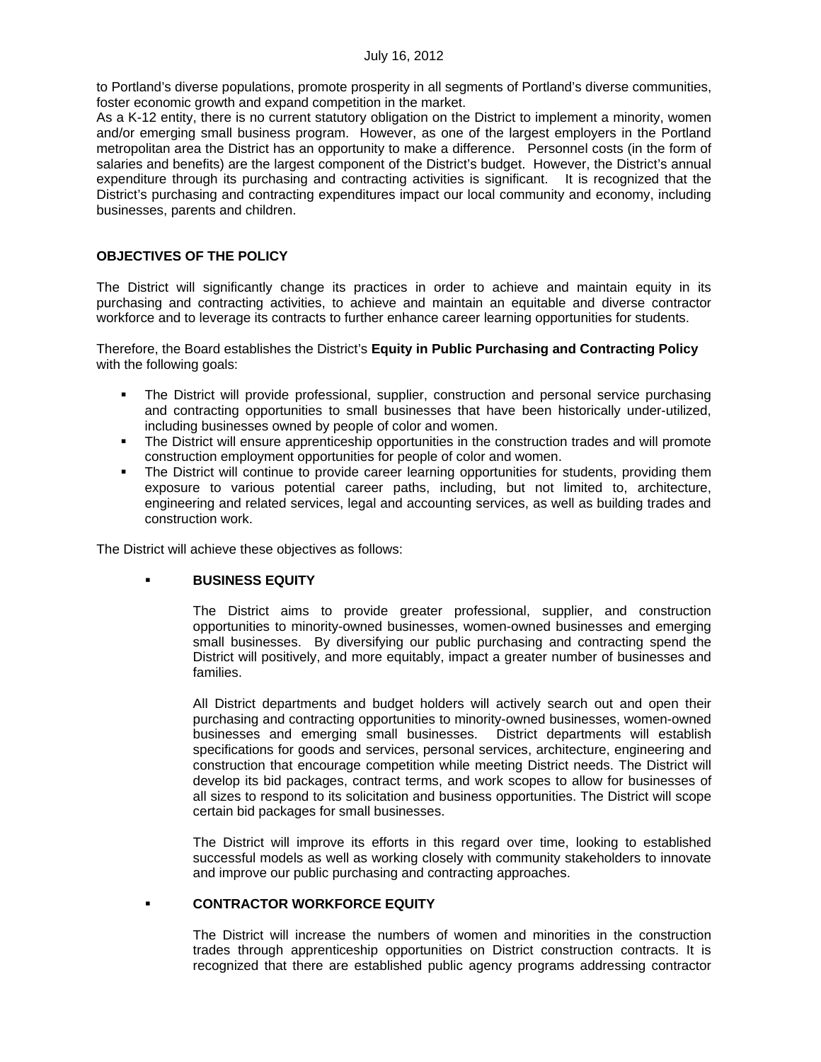to Portland's diverse populations, promote prosperity in all segments of Portland's diverse communities, foster economic growth and expand competition in the market.

As a K-12 entity, there is no current statutory obligation on the District to implement a minority, women and/or emerging small business program. However, as one of the largest employers in the Portland metropolitan area the District has an opportunity to make a difference. Personnel costs (in the form of salaries and benefits) are the largest component of the District's budget. However, the District's annual expenditure through its purchasing and contracting activities is significant. It is recognized that the District's purchasing and contracting expenditures impact our local community and economy, including businesses, parents and children.

**OBJECTIVES OF THE POLICY**

The District will significantly change its practices in order to achieve and maintain equity in its purchasing and contracting activities, to achieve and maintain an equitable and diverse contractor workforce and to leverage its contracts to further enhance career learning opportunities for students.

Therefore, the Board establishes the District's **Equity in Public Purchasing and Contracting Policy** with the following goals:

- The District will provide professional, supplier, construction and personal service purchasing and contracting opportunities to small businesses that have been historically under-utilized, including businesses owned by people of color and women.
- The District will ensure apprenticeship opportunities in the construction trades and will promote construction employment opportunities for people of color and women.
- The District will continue to provide career learning opportunities for students, providing them exposure to various potential career paths, including, but not limited to, architecture, engineering and related services, legal and accounting services, as well as building trades and construction work.

The District will achieve these objectives as follows:

- **BUSINESS EQUITY**

  The District aims to provide greater professional, supplier, and construction opportunities to minority-owned businesses, women-owned businesses and emerging small businesses. By diversifying our public purchasing and contracting spend the District will positively, and more equitably, impact a greater number of businesses and families.

  All District departments and budget holders will actively search out and open their purchasing and contracting opportunities to minority-owned businesses, women-owned businesses and emerging small businesses. District departments will establish specifications for goods and services, personal services, architecture, engineering and construction that encourage competition while meeting District needs. The District will develop its bid packages, contract terms, and work scopes to allow for businesses of all sizes to respond to its solicitation and business opportunities. The District will scope certain bid packages for small businesses.

  The District will improve its efforts in this regard over time, looking to established successful models as well as working closely with community stakeholders to innovate and improve our public purchasing and contracting approaches.

- **CONTRACTOR WORKFORCE EQUITY**

  The District will increase the numbers of women and minorities in the construction trades through apprenticeship opportunities on District construction contracts. It is recognized that there are established public agency programs addressing contractor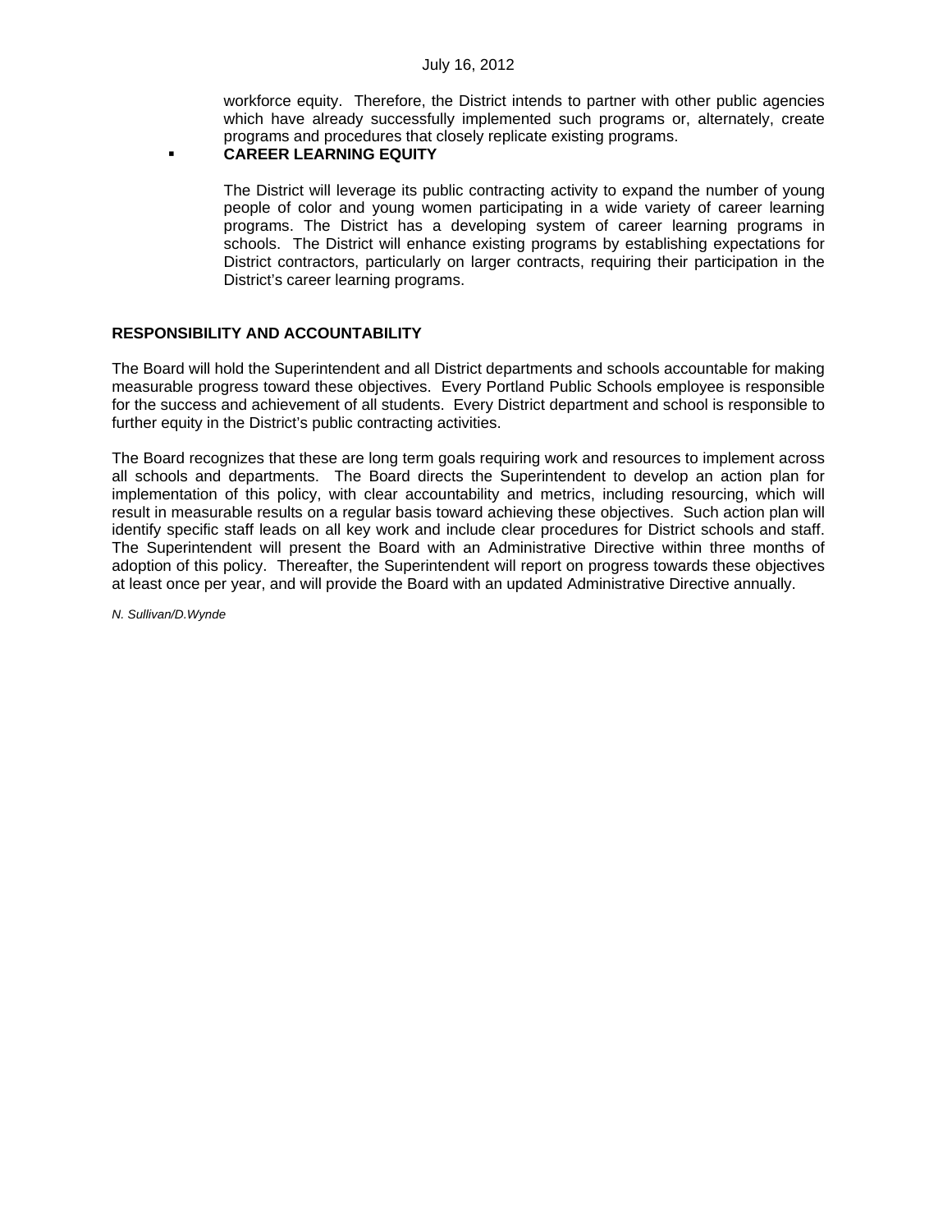workforce equity. Therefore, the District intends to partner with other public agencies which have already successfully implemented such programs or, alternately, create programs and procedures that closely replicate existing programs.

- **CAREER LEARNING EQUITY**

  The District will leverage its public contracting activity to expand the number of young people of color and young women participating in a wide variety of career learning programs. The District has a developing system of career learning programs in schools. The District will enhance existing programs by establishing expectations for District contractors, particularly on larger contracts, requiring their participation in the District's career learning programs.

**RESPONSIBILITY AND ACCOUNTABILITY**

The Board will hold the Superintendent and all District departments and schools accountable for making measurable progress toward these objectives. Every Portland Public Schools employee is responsible for the success and achievement of all students. Every District department and school is responsible to further equity in the District's public contracting activities.

The Board recognizes that these are long term goals requiring work and resources to implement across all schools and departments. The Board directs the Superintendent to develop an action plan for implementation of this policy, with clear accountability and metrics, including resourcing, which will result in measurable results on a regular basis toward achieving these objectives. Such action plan will identify specific staff leads on all key work and include clear procedures for District schools and staff. The Superintendent will present the Board with an Administrative Directive within three months of adoption of this policy. Thereafter, the Superintendent will report on progress towards these objectives at least once per year, and will provide the Board with an updated Administrative Directive annually.

*N. Sullivan/D.Wynde*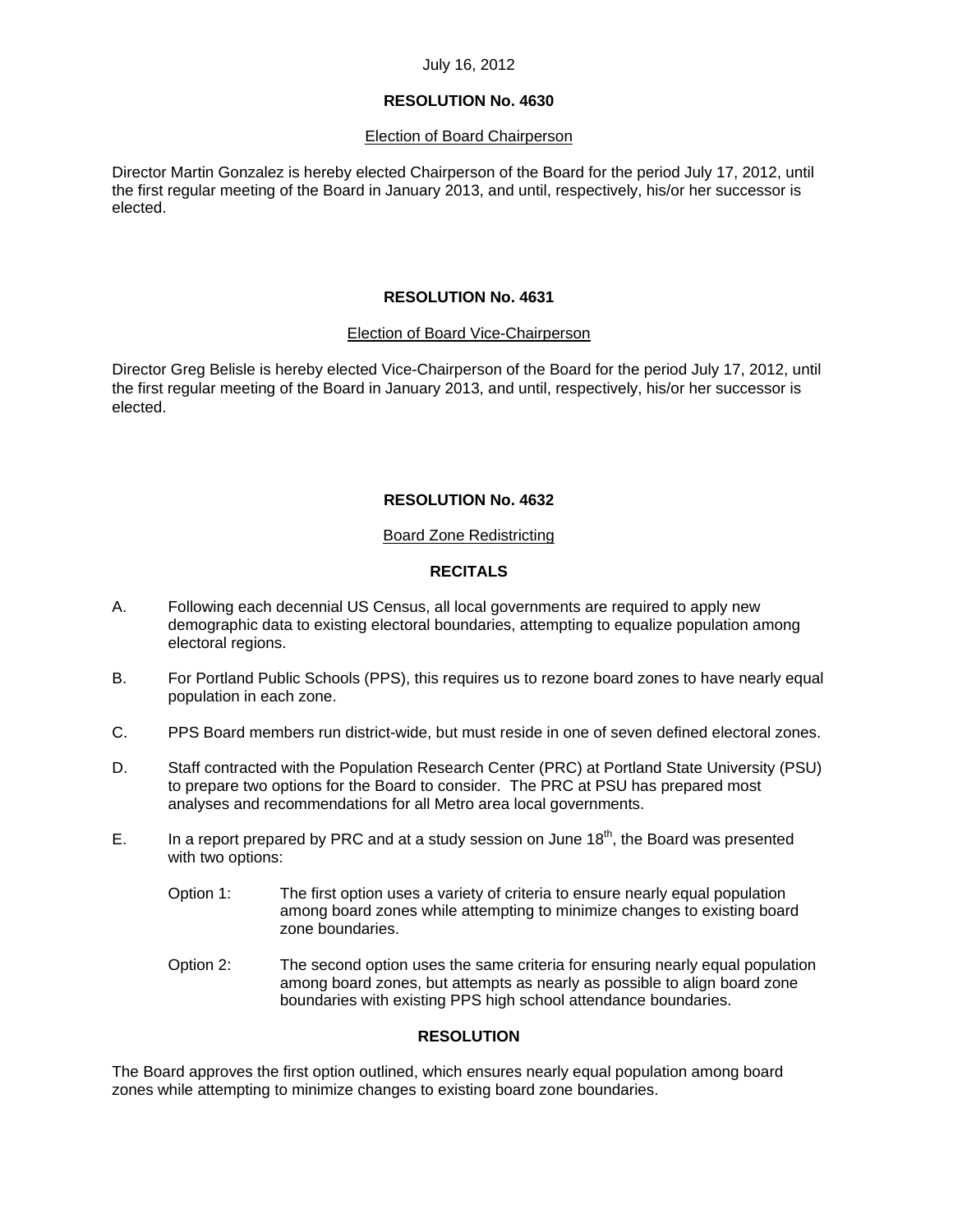July 16, 2012

## RESOLUTION No. 4630

Election of Board Chairperson

Director Martin Gonzalez is hereby elected Chairperson of the Board for the period July 17, 2012, until the first regular meeting of the Board in January 2013, and until, respectively, his/or her successor is elected.

## RESOLUTION No. 4631

Election of Board Vice-Chairperson

Director Greg Belisle is hereby elected Vice-Chairperson of the Board for the period July 17, 2012, until the first regular meeting of the Board in January 2013, and until, respectively, his/or her successor is elected.

## RESOLUTION No. 4632

Board Zone Redistricting

### RECITALS

A. Following each decennial US Census, all local governments are required to apply new demographic data to existing electoral boundaries, attempting to equalize population among electoral regions.

B. For Portland Public Schools (PPS), this requires us to rezone board zones to have nearly equal population in each zone.

C. PPS Board members run district-wide, but must reside in one of seven defined electoral zones.

D. Staff contracted with the Population Research Center (PRC) at Portland State University (PSU) to prepare two options for the Board to consider. The PRC at PSU has prepared most analyses and recommendations for all Metro area local governments.

E. In a report prepared by PRC and at a study session on June 18th, the Board was presented with two options:

Option 1: The first option uses a variety of criteria to ensure nearly equal population among board zones while attempting to minimize changes to existing board zone boundaries.

Option 2: The second option uses the same criteria for ensuring nearly equal population among board zones, but attempts as nearly as possible to align board zone boundaries with existing PPS high school attendance boundaries.

### RESOLUTION

The Board approves the first option outlined, which ensures nearly equal population among board zones while attempting to minimize changes to existing board zone boundaries.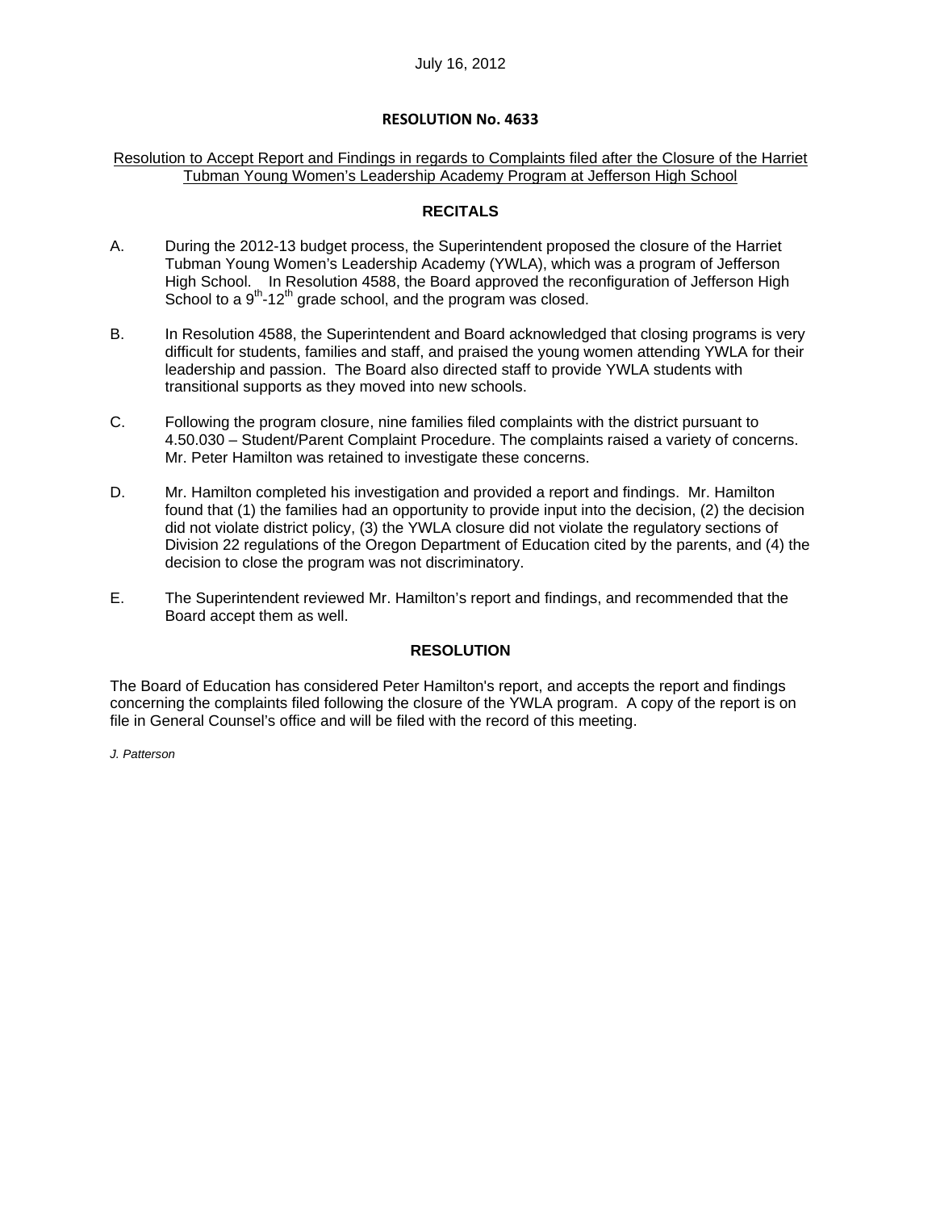July 16, 2012

# RESOLUTION No. 4633

Resolution to Accept Report and Findings in regards to Complaints filed after the Closure of the Harriet Tubman Young Women's Leadership Academy Program at Jefferson High School

## RECITALS

A. During the 2012-13 budget process, the Superintendent proposed the closure of the Harriet Tubman Young Women's Leadership Academy (YWLA), which was a program of Jefferson High School. In Resolution 4588, the Board approved the reconfiguration of Jefferson High School to a 9th-12th grade school, and the program was closed.

B. In Resolution 4588, the Superintendent and Board acknowledged that closing programs is very difficult for students, families and staff, and praised the young women attending YWLA for their leadership and passion. The Board also directed staff to provide YWLA students with transitional supports as they moved into new schools.

C. Following the program closure, nine families filed complaints with the district pursuant to 4.50.030 – Student/Parent Complaint Procedure. The complaints raised a variety of concerns. Mr. Peter Hamilton was retained to investigate these concerns.

D. Mr. Hamilton completed his investigation and provided a report and findings. Mr. Hamilton found that (1) the families had an opportunity to provide input into the decision, (2) the decision did not violate district policy, (3) the YWLA closure did not violate the regulatory sections of Division 22 regulations of the Oregon Department of Education cited by the parents, and (4) the decision to close the program was not discriminatory.

E. The Superintendent reviewed Mr. Hamilton's report and findings, and recommended that the Board accept them as well.

## RESOLUTION

The Board of Education has considered Peter Hamilton's report, and accepts the report and findings concerning the complaints filed following the closure of the YWLA program. A copy of the report is on file in General Counsel's office and will be filed with the record of this meeting.

*J. Patterson*